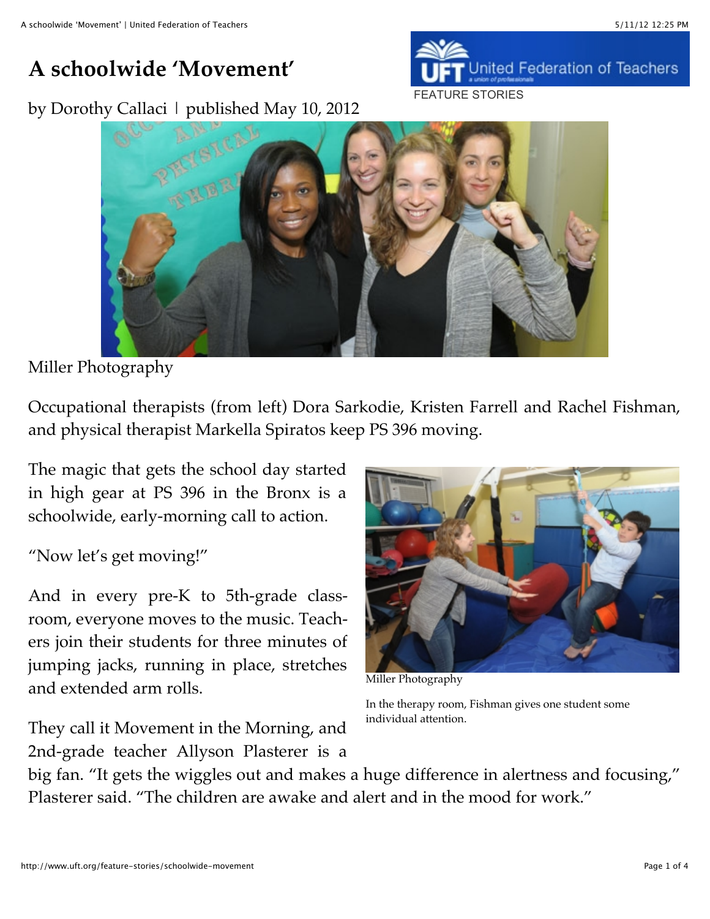# A schoolwide 'Movement'

by Dorothy Callaci | published May 10, 2012

FEATURE STORIES

Miller Photography

Occupational therapists (from left) Dora Sarkodie, Kristen Farrell and Rachel Fishman, and physical therapist Markella Spiratos keep PS 396 moving.

The magic that gets the school day started in high gear at PS 396 in the Bronx is a schoolwide, early-morning call to action.

"Now let's get moving!"

And in every pre-K to 5th-grade classroom, everyone moves to the music. Teachers join their students for three minutes of jumping jacks, running in place, stretches and extended arm rolls.

Miller Photography

In the therapy room, Fishman gives one student some individual attention.

They call it Movement in the Morning, and 2nd-grade teacher Allyson Plasterer is a big fan. "It gets the wiggles out and makes a huge difference in alertness and focusing," Plasterer said. "The children are awake and alert and in the mood for work."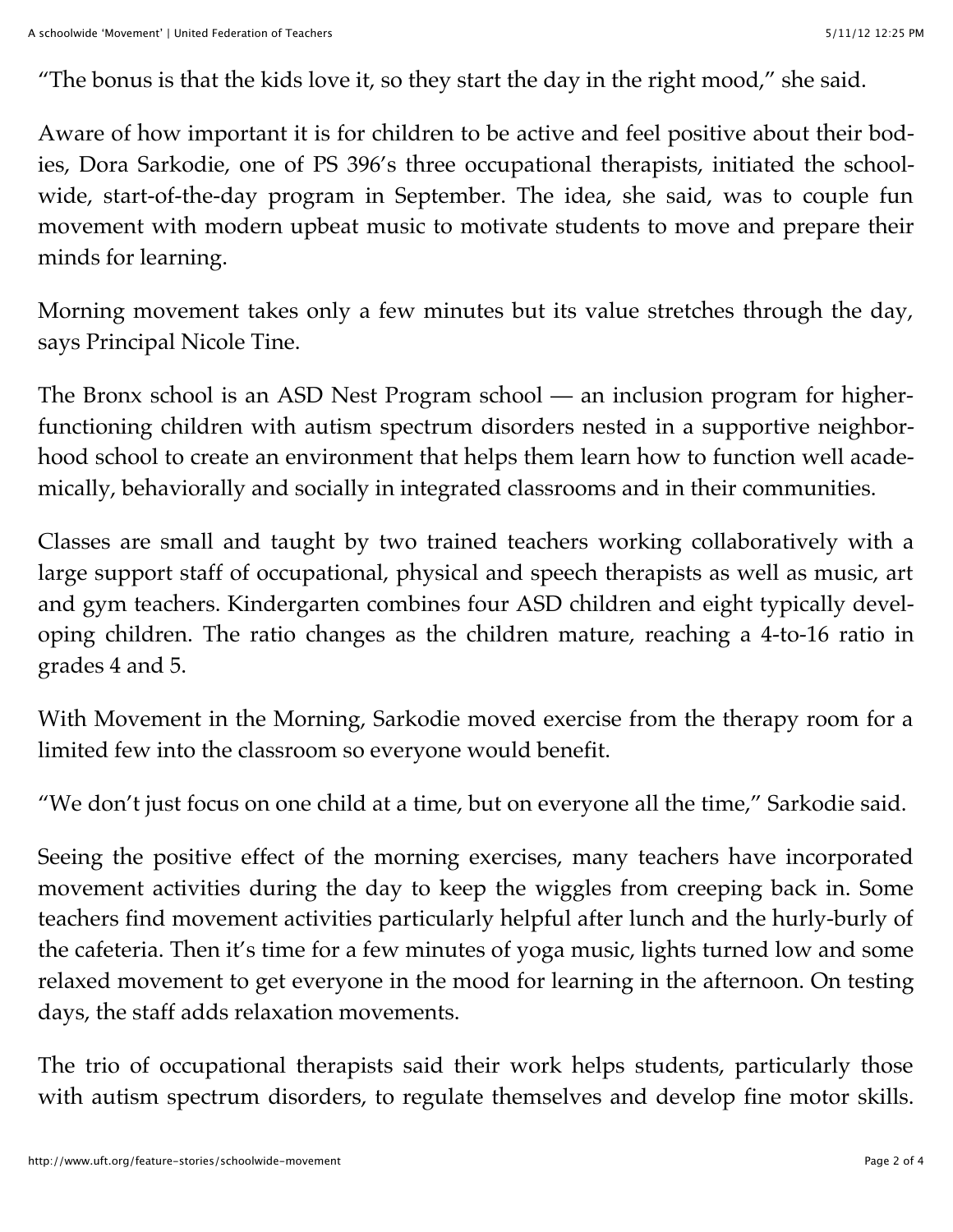"The bonus is that the kids love it, so they start the day in the right mood," she said.

Aware of how important it is for children to be active and feel positive about their bodies, Dora Sarkodie, one of PS 396's three occupational therapists, initiated the schoolwide, start-of-the-day program in September. The idea, she said, was to couple fun movement with modern upbeat music to motivate students to move and prepare their minds for learning.

Morning movement takes only a few minutes but its value stretches through the day, says Principal Nicole Tine.

The Bronx school is an ASD Nest Program school — an inclusion program for higher-functioning children with autism spectrum disorders nested in a supportive neighborhood school to create an environment that helps them learn how to function well academically, behaviorally and socially in integrated classrooms and in their communities.

Classes are small and taught by two trained teachers working collaboratively with a large support staff of occupational, physical and speech therapists as well as music, art and gym teachers. Kindergarten combines four ASD children and eight typically developing children. The ratio changes as the children mature, reaching a 4-to-16 ratio in grades 4 and 5.

With Movement in the Morning, Sarkodie moved exercise from the therapy room for a limited few into the classroom so everyone would benefit.

"We don't just focus on one child at a time, but on everyone all the time," Sarkodie said.

Seeing the positive effect of the morning exercises, many teachers have incorporated movement activities during the day to keep the wiggles from creeping back in. Some teachers find movement activities particularly helpful after lunch and the hurly-burly of the cafeteria. Then it's time for a few minutes of yoga music, lights turned low and some relaxed movement to get everyone in the mood for learning in the afternoon. On testing days, the staff adds relaxation movements.

The trio of occupational therapists said their work helps students, particularly those with autism spectrum disorders, to regulate themselves and develop fine motor skills.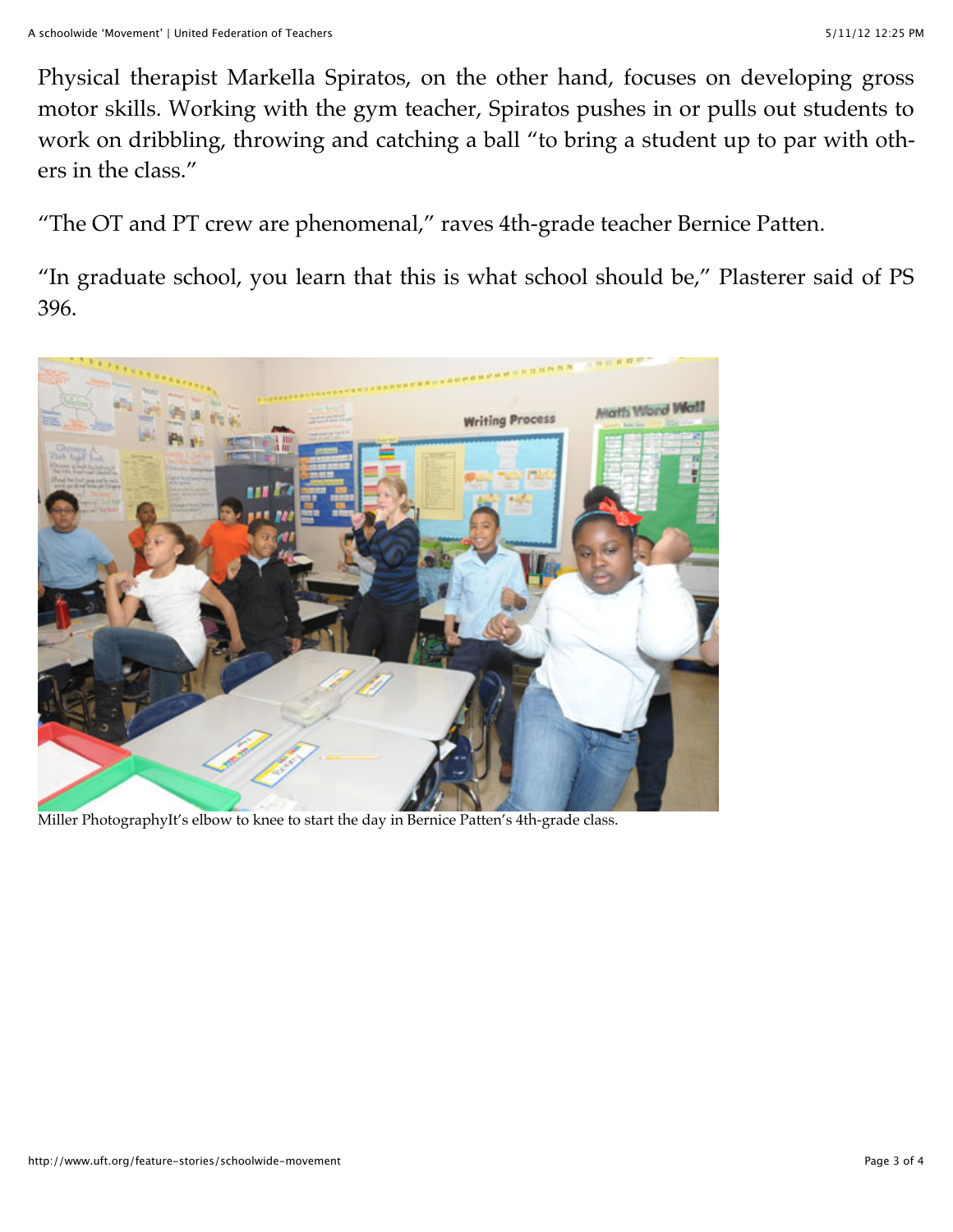Physical therapist Markella Spiratos, on the other hand, focuses on developing gross motor skills. Working with the gym teacher, Spiratos pushes in or pulls out students to work on dribbling, throwing and catching a ball "to bring a student up to par with others in the class."

"The OT and PT crew are phenomenal," raves 4th-grade teacher Bernice Patten.

"In graduate school, you learn that this is what school should be," Plasterer said of PS 396.

Miller PhotographyIt's elbow to knee to start the day in Bernice Patten's 4th-grade class.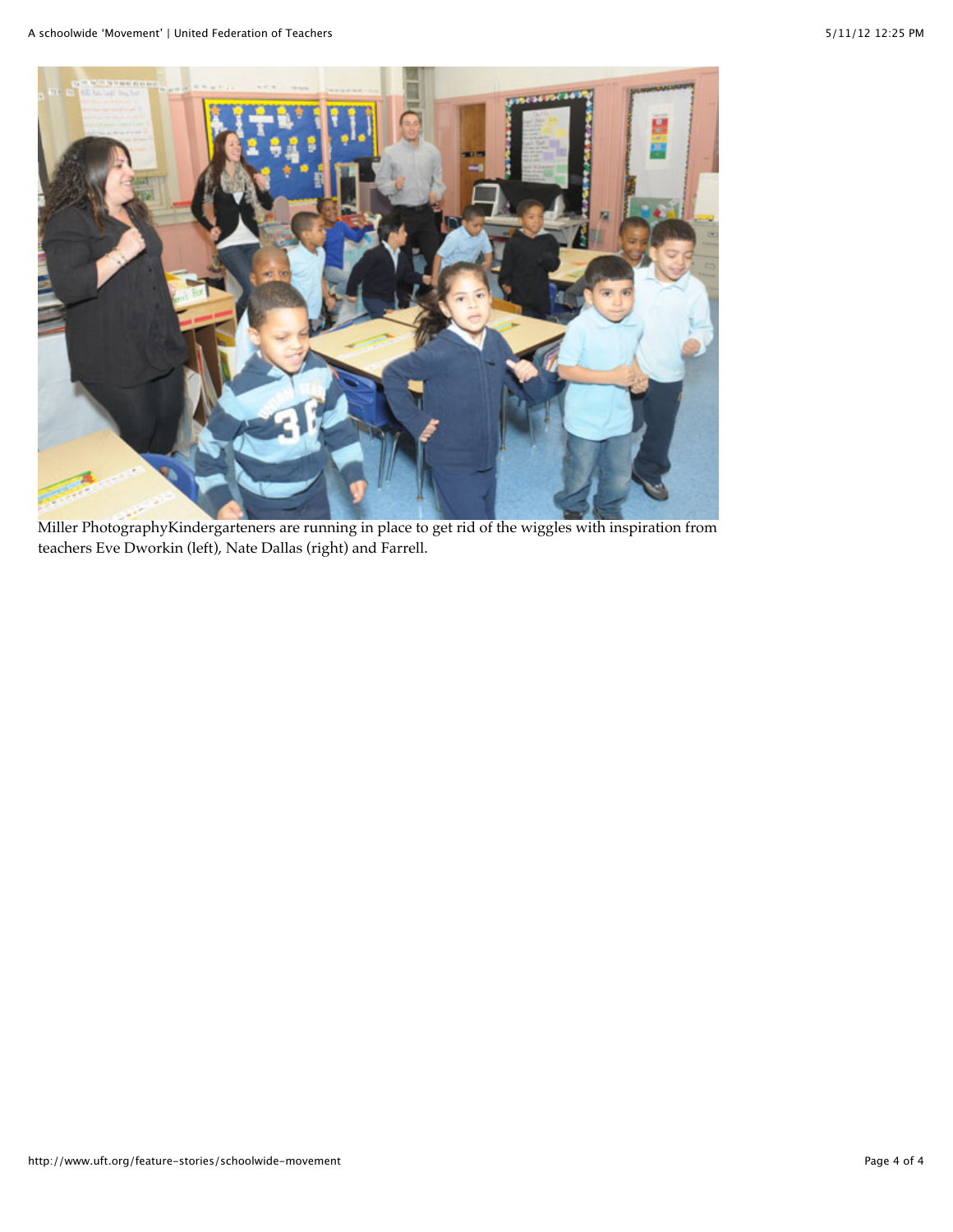Miller PhotographyKindergarteners are running in place to get rid of the wiggles with inspiration from teachers Eve Dworkin (left), Nate Dallas (right) and Farrell.